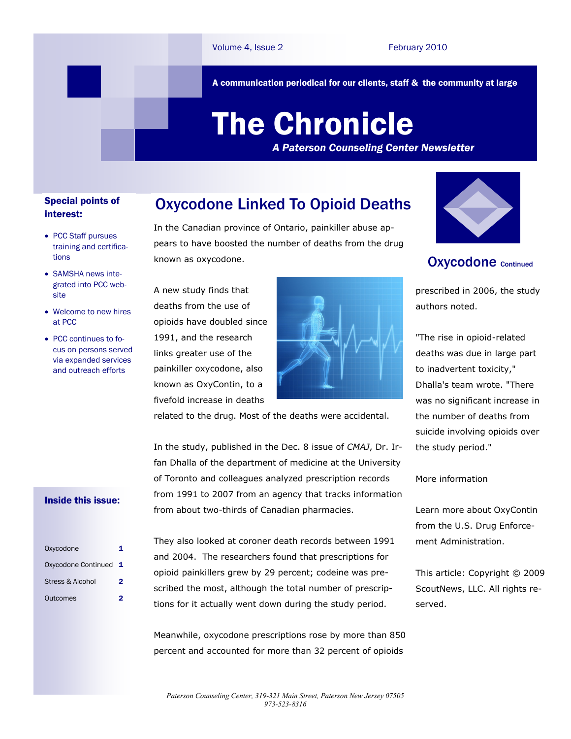A communication periodical for our clients, staff & the community at large

# The Chronicle

*A Paterson Counseling Center Newsletter*

### Special points of interest:

- PCC Staff pursues training and certifications
- SAMSHA news integrated into PCC website
- Welcome to new hires at PCC
- PCC continues to focus on persons served via expanded services and outreach efforts

### Inside this issue:

| | |
|---|---|
| Oxycodone | 1 |
| Oxycodone Continued | 1 |
| Stress & Alcohol | 2 |
| Outcomes | 2 |

## Oxycodone Linked To Opioid Deaths

In the Canadian province of Ontario, painkiller abuse appears to have boosted the number of deaths from the drug known as oxycodone.

A new study finds that deaths from the use of opioids have doubled since 1991, and the research links greater use of the painkiller oxycodone, also known as OxyContin, to a fivefold increase in deaths related to the drug. Most of the deaths were accidental.

In the study, published in the Dec. 8 issue of *CMAJ*, Dr. Irfan Dhalla of the department of medicine at the University of Toronto and colleagues analyzed prescription records from 1991 to 2007 from an agency that tracks information from about two-thirds of Canadian pharmacies.

They also looked at coroner death records between 1991 and 2004. The researchers found that prescriptions for opioid painkillers grew by 29 percent; codeine was prescribed the most, although the total number of prescriptions for it actually went down during the study period.

Meanwhile, oxycodone prescriptions rose by more than 850 percent and accounted for more than 32 percent of opioids

## Oxycodone Continued

prescribed in 2006, the study authors noted.

"The rise in opioid-related deaths was due in large part to inadvertent toxicity," Dhalla's team wrote. "There was no significant increase in the number of deaths from suicide involving opioids over the study period."

More information

Learn more about OxyContin from the U.S. Drug Enforcement Administration.

This article: Copyright © 2009 ScoutNews, LLC. All rights reserved.

*Paterson Counseling Center, 319-321 Main Street, Paterson New Jersey 07505*
*973-523-8316*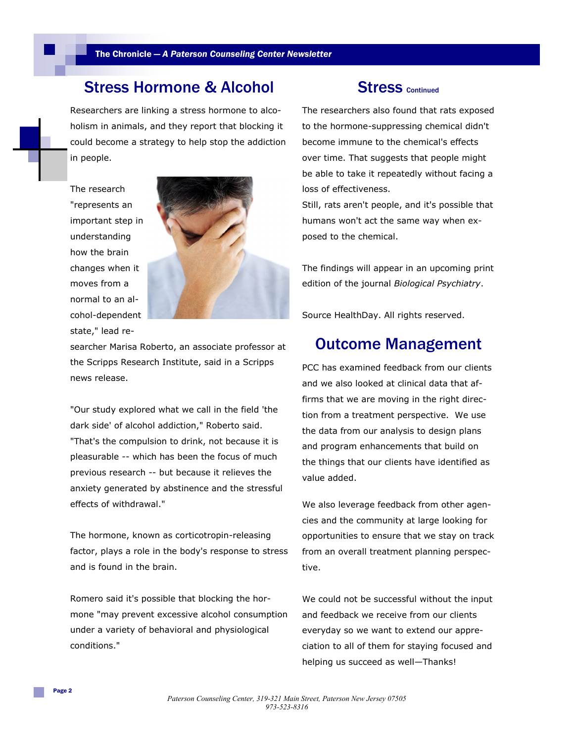## Stress Hormone & Alcohol

Researchers are linking a stress hormone to alcoholism in animals, and they report that blocking it could become a strategy to help stop the addiction in people.

The research "represents an important step in understanding how the brain changes when it moves from a normal to an alcohol-dependent state," lead researcher Marisa Roberto, an associate professor at the Scripps Research Institute, said in a Scripps news release.

"Our study explored what we call in the field 'the dark side' of alcohol addiction," Roberto said. "That's the compulsion to drink, not because it is pleasurable -- which has been the focus of much previous research -- but because it relieves the anxiety generated by abstinence and the stressful effects of withdrawal."

The hormone, known as corticotropin-releasing factor, plays a role in the body's response to stress and is found in the brain.

Romero said it's possible that blocking the hormone "may prevent excessive alcohol consumption under a variety of behavioral and physiological conditions."

## Stress Continued

The researchers also found that rats exposed to the hormone-suppressing chemical didn't become immune to the chemical's effects over time. That suggests that people might be able to take it repeatedly without facing a loss of effectiveness.

Still, rats aren't people, and it's possible that humans won't act the same way when exposed to the chemical.

The findings will appear in an upcoming print edition of the journal *Biological Psychiatry*.

Source HealthDay. All rights reserved.

## Outcome Management

PCC has examined feedback from our clients and we also looked at clinical data that affirms that we are moving in the right direction from a treatment perspective. We use the data from our analysis to design plans and program enhancements that build on the things that our clients have identified as value added.

We also leverage feedback from other agencies and the community at large looking for opportunities to ensure that we stay on track from an overall treatment planning perspective.

We could not be successful without the input and feedback we receive from our clients everyday so we want to extend our appreciation to all of them for staying focused and helping us succeed as well—Thanks!

*Paterson Counseling Center, 319-321 Main Street, Paterson New Jersey 07505*
*973-523-8316*